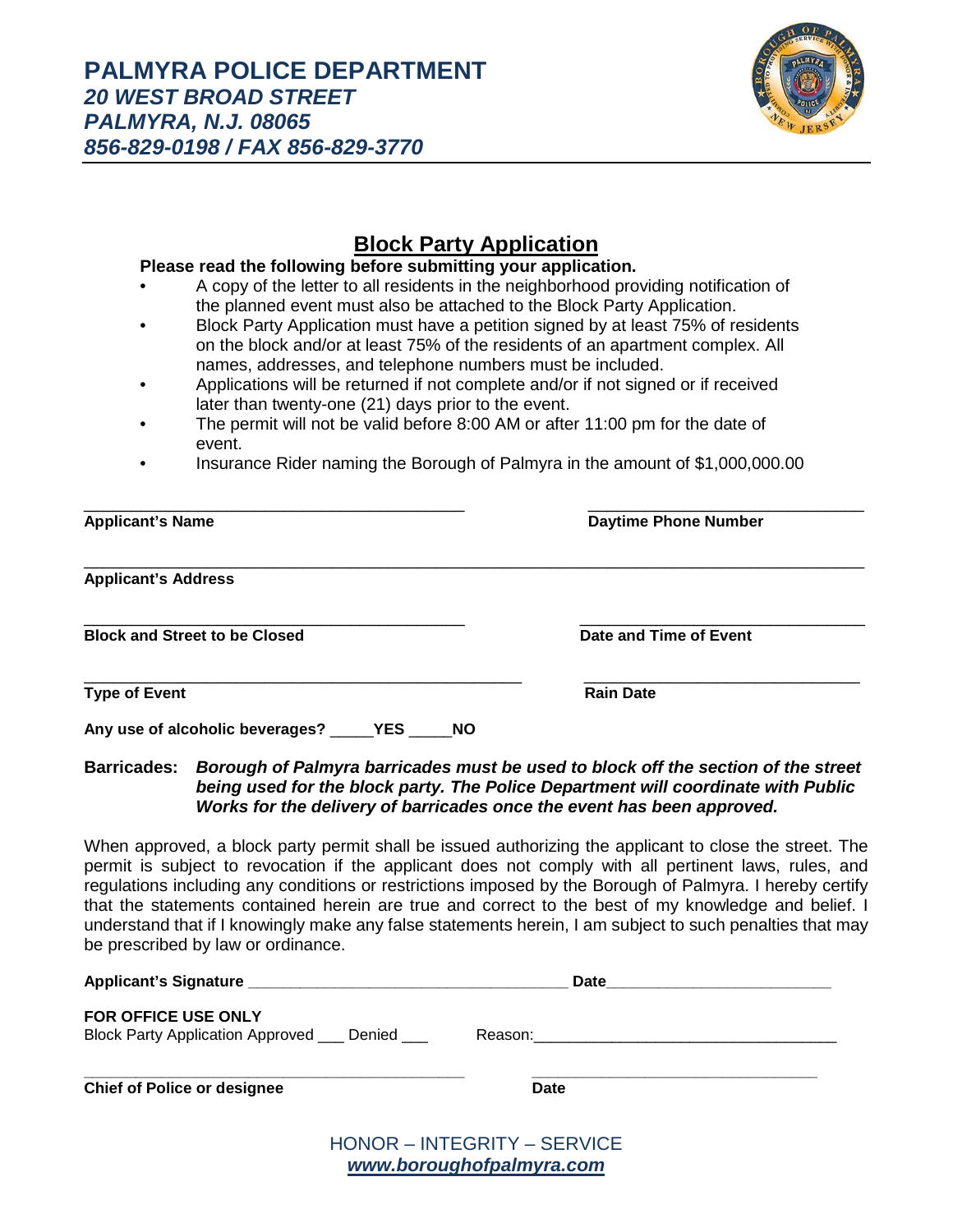# PALMYRA POLICE DEPARTMENT

***20 WEST BROAD STREET***
***PALMYRA, N.J. 08065***
***856-829-0198 / FAX 856-829-3770***

## Block Party Application

**Please read the following before submitting your application.**

- A copy of the letter to all residents in the neighborhood providing notification of the planned event must also be attached to the Block Party Application.
- Block Party Application must have a petition signed by at least 75% of residents on the block and/or at least 75% of the residents of an apartment complex. All names, addresses, and telephone numbers must be included.
- Applications will be returned if not complete and/or if not signed or if received later than twenty-one (21) days prior to the event.
- The permit will not be valid before 8:00 AM or after 11:00 pm for the date of event.
- Insurance Rider naming the Borough of Palmyra in the amount of $1,000,000.00

_______________________________________ _______________________________
**Applicant's Name** **Daytime Phone Number**

________________________________________________________________________
**Applicant's Address**

_______________________________________ _______________________________
**Block and Street to be Closed** **Date and Time of Event**

_______________________________________ _______________________________
**Type of Event** **Rain Date**

**Any use of alcoholic beverages? _____YES _____NO**

**Barcades:** ***Borough of Palmyra barricades must be used to block off the section of the street being used for the block party. The Police Department will coordinate with Public Works for the delivery of barricades once the event has been approved.***

When approved, a block party permit shall be issued authorizing the applicant to close the street. The permit is subject to revocation if the applicant does not comply with all pertinent laws, rules, and regulations including any conditions or restrictions imposed by the Borough of Palmyra. I hereby certify that the statements contained herein are true and correct to the best of my knowledge and belief. I understand that if I knowingly make any false statements herein, I am subject to such penalties that may be prescribed by law or ordinance.

**Applicant's Signature** ___________________________________ **Date**_________________________

**FOR OFFICE USE ONLY**
Block Party Application Approved ___ Denied ___ Reason:_________________________________

_______________________________________ _______________________________
**Chief of Police or designee** **Date**

HONOR – INTEGRITY – SERVICE
***www.boroughofpalmyra.com***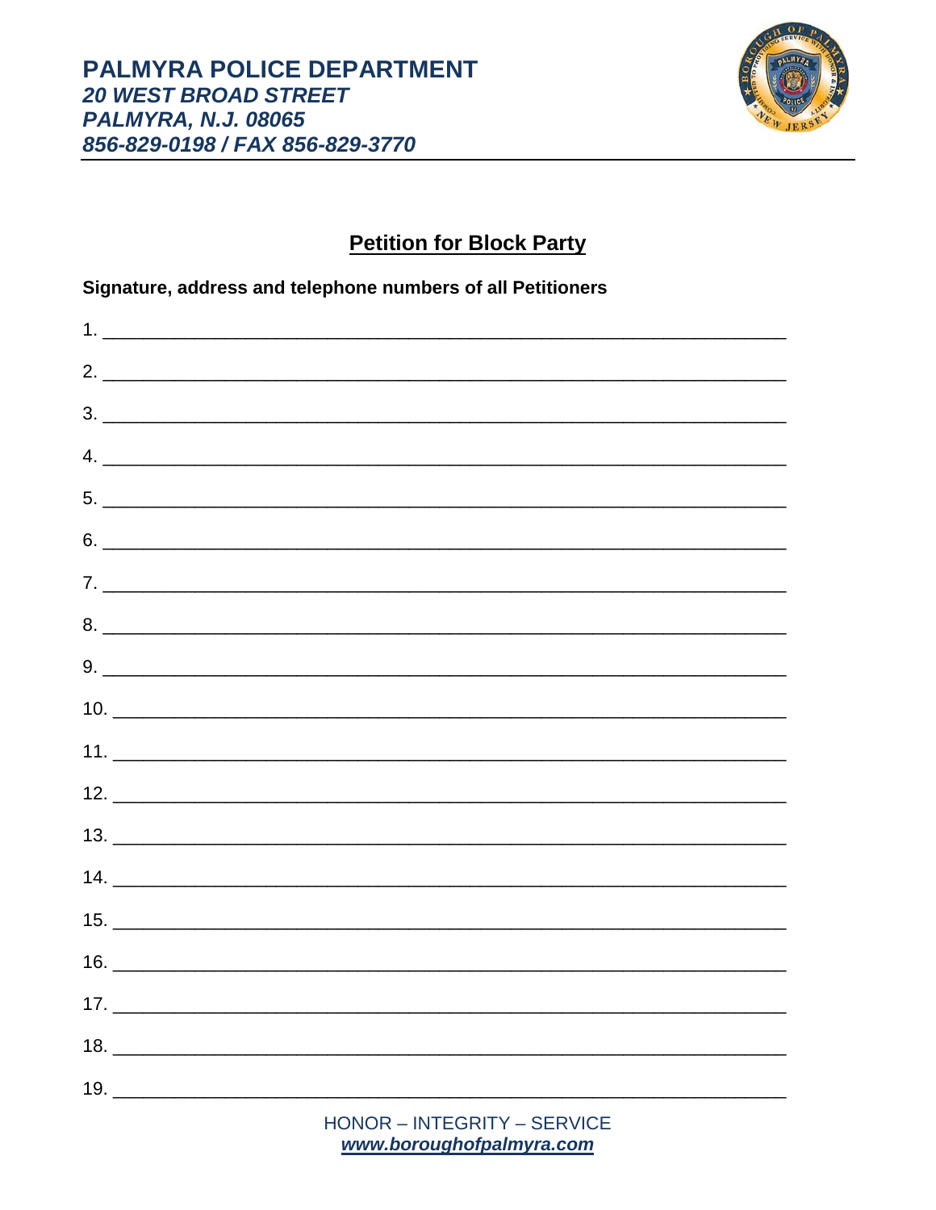# PALMYRA POLICE DEPARTMENT

***20 WEST BROAD STREET***
***PALMYRA, N.J. 08065***
***856-829-0198 / FAX 856-829-3770***

## Petition for Block Party

**Signature, address and telephone numbers of all Petitioners**

1. ____________________________________________________________
2. ____________________________________________________________
3. ____________________________________________________________
4. ____________________________________________________________
5. ____________________________________________________________
6. ____________________________________________________________
7. ____________________________________________________________
8. ____________________________________________________________
9. ____________________________________________________________
10. ____________________________________________________________
11. ____________________________________________________________
12. ____________________________________________________________
13. ____________________________________________________________
14. ____________________________________________________________
15. ____________________________________________________________
16. ____________________________________________________________
17. ____________________________________________________________
18. ____________________________________________________________
19. ____________________________________________________________

HONOR – INTEGRITY – SERVICE
***www.boroughofpalmyra.com***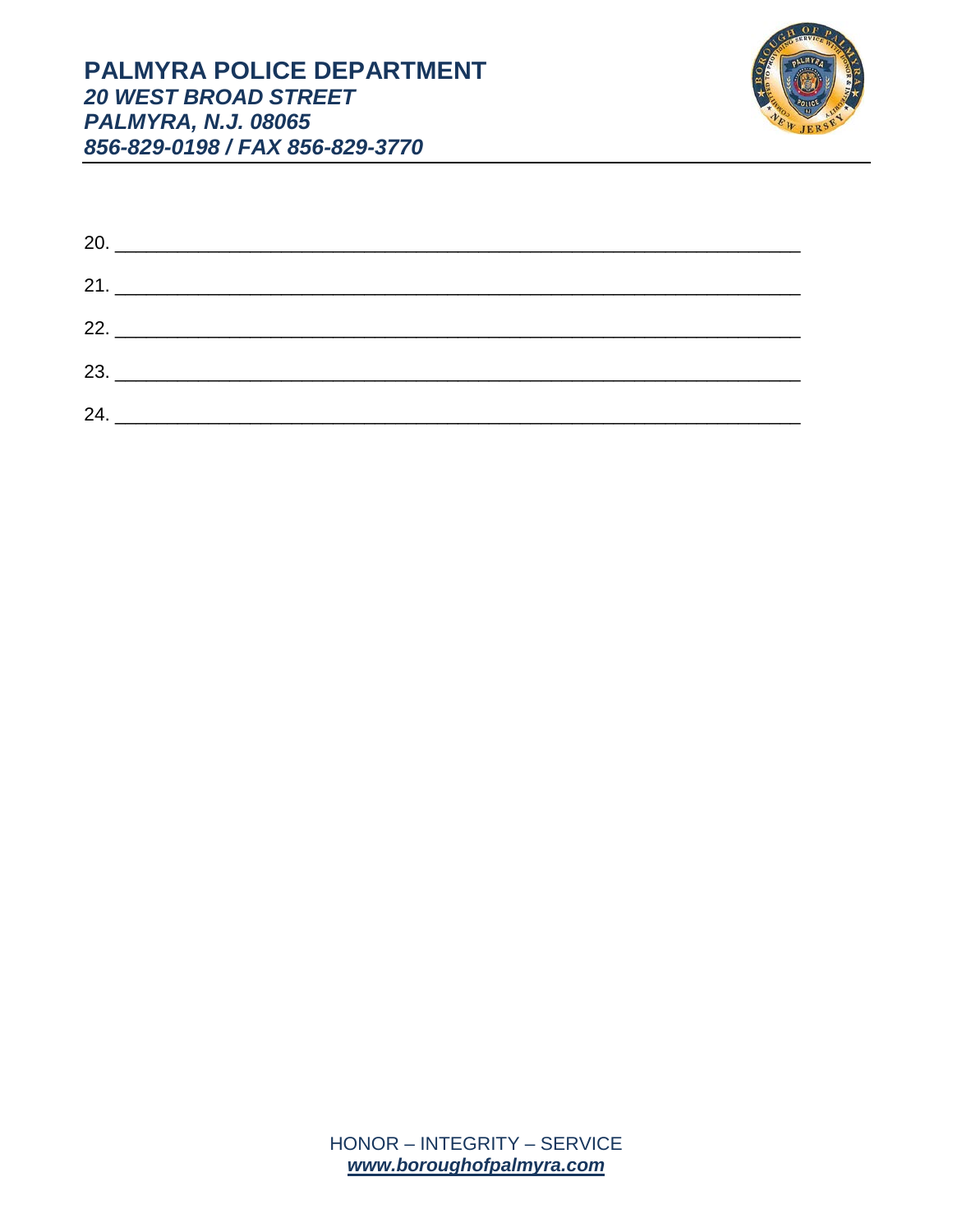# PALMYRA POLICE DEPARTMENT

***20 WEST BROAD STREET***
***PALMYRA, N.J. 08065***
***856-829-0198 / FAX 856-829-3770***

20. ____________________________________________________________________

21. ____________________________________________________________________

22. ____________________________________________________________________

23. ____________________________________________________________________

24. ____________________________________________________________________

HONOR – INTEGRITY – SERVICE
***www.boroughofpalmyra.com***